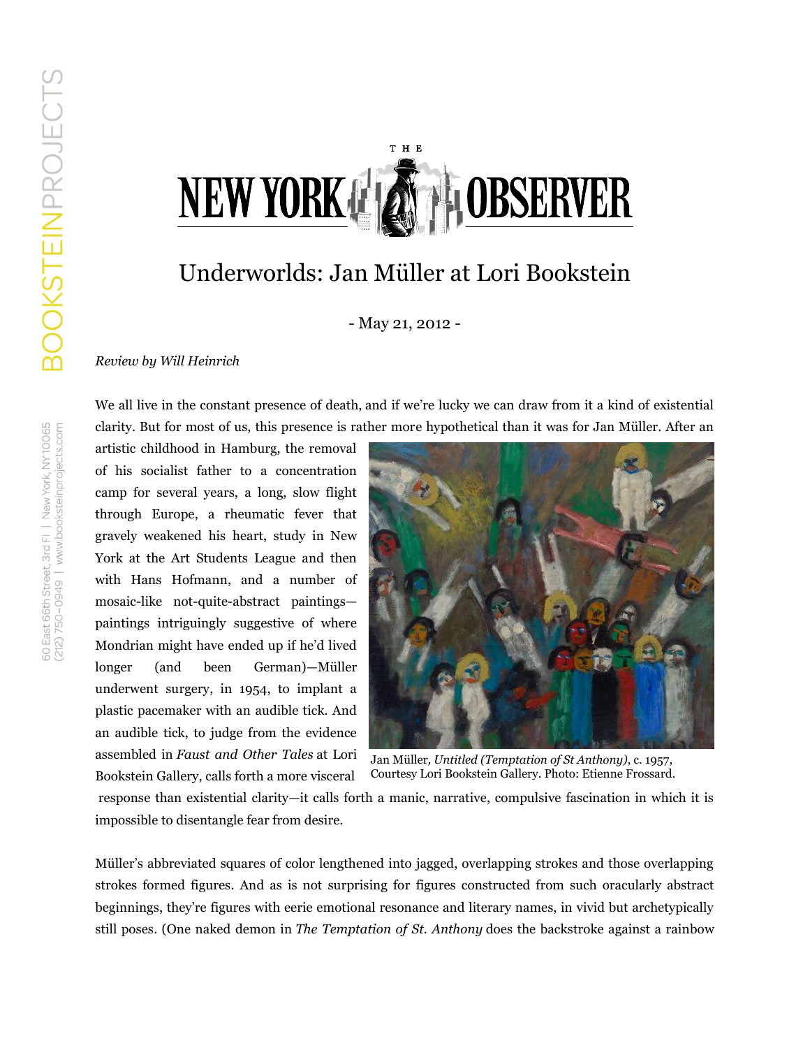THE NEW YORK OBSERVER

# Underworlds: Jan Müller at Lori Bookstein

- May 21, 2012 -

*Review by Will Heinrich*

We all live in the constant presence of death, and if we're lucky we can draw from it a kind of existential clarity. But for most of us, this presence is rather more hypothetical than it was for Jan Müller. After an artistic childhood in Hamburg, the removal of his socialist father to a concentration camp for several years, a long, slow flight through Europe, a rheumatic fever that gravely weakened his heart, study in New York at the Art Students League and then with Hans Hofmann, and a number of mosaic-like not-quite-abstract paintings—paintings intriguingly suggestive of where Mondrian might have ended up if he'd lived longer (and been German)—Müller underwent surgery, in 1954, to implant a plastic pacemaker with an audible tick. And an audible tick, to judge from the evidence assembled in *Faust and Other Tales* at Lori Bookstein Gallery, calls forth a more visceral response than existential clarity—it calls forth a manic, narrative, compulsive fascination in which it is impossible to disentangle fear from desire.

Jan Müller, *Untitled (Temptation of St Anthony)*, c. 1957, Courtesy Lori Bookstein Gallery. Photo: Etienne Frossard.

Müller's abbreviated squares of color lengthened into jagged, overlapping strokes and those overlapping strokes formed figures. And as is not surprising for figures constructed from such oracularly abstract beginnings, they're figures with eerie emotional resonance and literary names, in vivid but archetypically still poses. (One naked demon in *The Temptation of St. Anthony* does the backstroke against a rainbow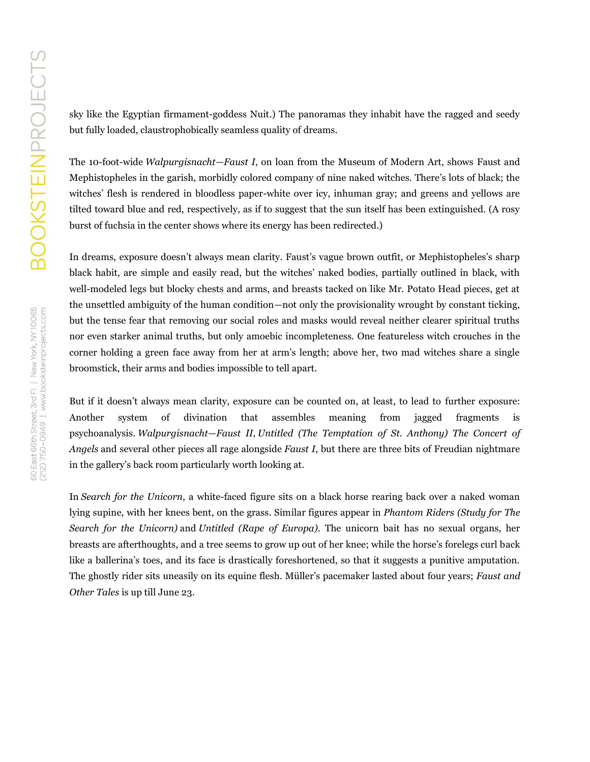sky like the Egyptian firmament-goddess Nuit.) The panoramas they inhabit have the ragged and seedy but fully loaded, claustrophobically seamless quality of dreams.

The 10-foot-wide *Walpurgisnacht—Faust I*, on loan from the Museum of Modern Art, shows Faust and Mephistopheles in the garish, morbidly colored company of nine naked witches. There's lots of black; the witches' flesh is rendered in bloodless paper-white over icy, inhuman gray; and greens and yellows are tilted toward blue and red, respectively, as if to suggest that the sun itself has been extinguished. (A rosy burst of fuchsia in the center shows where its energy has been redirected.)

In dreams, exposure doesn't always mean clarity. Faust's vague brown outfit, or Mephistopheles's sharp black habit, are simple and easily read, but the witches' naked bodies, partially outlined in black, with well-modeled legs but blocky chests and arms, and breasts tacked on like Mr. Potato Head pieces, get at the unsettled ambiguity of the human condition—not only the provisionality wrought by constant ticking, but the tense fear that removing our social roles and masks would reveal neither clearer spiritual truths nor even starker animal truths, but only amoebic incompleteness. One featureless witch crouches in the corner holding a green face away from her at arm's length; above her, two mad witches share a single broomstick, their arms and bodies impossible to tell apart.

But if it doesn't always mean clarity, exposure can be counted on, at least, to lead to further exposure: Another system of divination that assembles meaning from jagged fragments is psychoanalysis. *Walpurgisnacht—Faust II*, *Untitled (The Temptation of St. Anthony)* *The Concert of Angels* and several other pieces all rage alongside *Faust I*, but there are three bits of Freudian nightmare in the gallery's back room particularly worth looking at.

In *Search for the Unicorn*, a white-faced figure sits on a black horse rearing back over a naked woman lying supine, with her knees bent, on the grass. Similar figures appear in *Phantom Riders (Study for The Search for the Unicorn)* and *Untitled (Rape of Europa)*. The unicorn bait has no sexual organs, her breasts are afterthoughts, and a tree seems to grow up out of her knee; while the horse's forelegs curl back like a ballerina's toes, and its face is drastically foreshortened, so that it suggests a punitive amputation. The ghostly rider sits uneasily on its equine flesh. Müller's pacemaker lasted about four years; *Faust and Other Tales* is up till June 23.